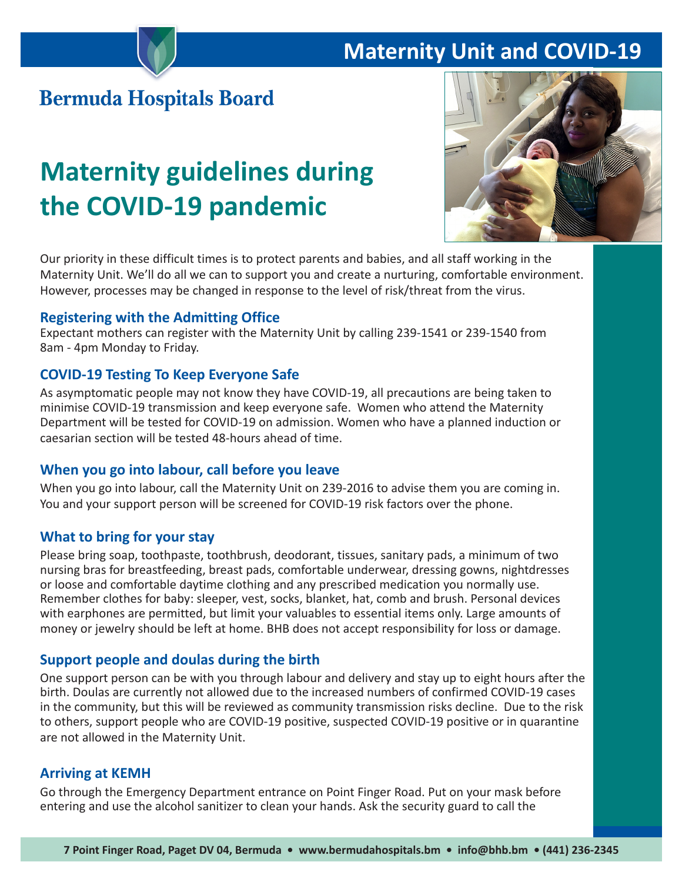# Maternity Unit and COVID-19

**Bermuda Hospitals Board**

# Maternity guidelines during the COVID-19 pandemic

Our priority in these difficult times is to protect parents and babies, and all staff working in the Maternity Unit. We'll do all we can to support you and create a nurturing, comfortable environment. However, processes may be changed in response to the level of risk/threat from the virus.

## Registering with the Admitting Office

Expectant mothers can register with the Maternity Unit by calling 239-1541 or 239-1540 from 8am - 4pm Monday to Friday.

## COVID-19 Testing To Keep Everyone Safe

As asymptomatic people may not know they have COVID-19, all precautions are being taken to minimise COVID-19 transmission and keep everyone safe. Women who attend the Maternity Department will be tested for COVID-19 on admission. Women who have a planned induction or caesarian section will be tested 48-hours ahead of time.

## When you go into labour, call before you leave

When you go into labour, call the Maternity Unit on 239-2016 to advise them you are coming in. You and your support person will be screened for COVID-19 risk factors over the phone.

## What to bring for your stay

Please bring soap, toothpaste, toothbrush, deodorant, tissues, sanitary pads, a minimum of two nursing bras for breastfeeding, breast pads, comfortable underwear, dressing gowns, nightdresses or loose and comfortable daytime clothing and any prescribed medication you normally use. Remember clothes for baby: sleeper, vest, socks, blanket, hat, comb and brush. Personal devices with earphones are permitted, but limit your valuables to essential items only. Large amounts of money or jewelry should be left at home. BHB does not accept responsibility for loss or damage.

## Support people and doulas during the birth

One support person can be with you through labour and delivery and stay up to eight hours after the birth. Doulas are currently not allowed due to the increased numbers of confirmed COVID-19 cases in the community, but this will be reviewed as community transmission risks decline. Due to the risk to others, support people who are COVID-19 positive, suspected COVID-19 positive or in quarantine are not allowed in the Maternity Unit.

## Arriving at KEMH

Go through the Emergency Department entrance on Point Finger Road. Put on your mask before entering and use the alcohol sanitizer to clean your hands. Ask the security guard to call the

**7 Point Finger Road, Paget DV 04, Bermuda • www.bermudahospitals.bm • info@bhb.bm • (441) 236-2345**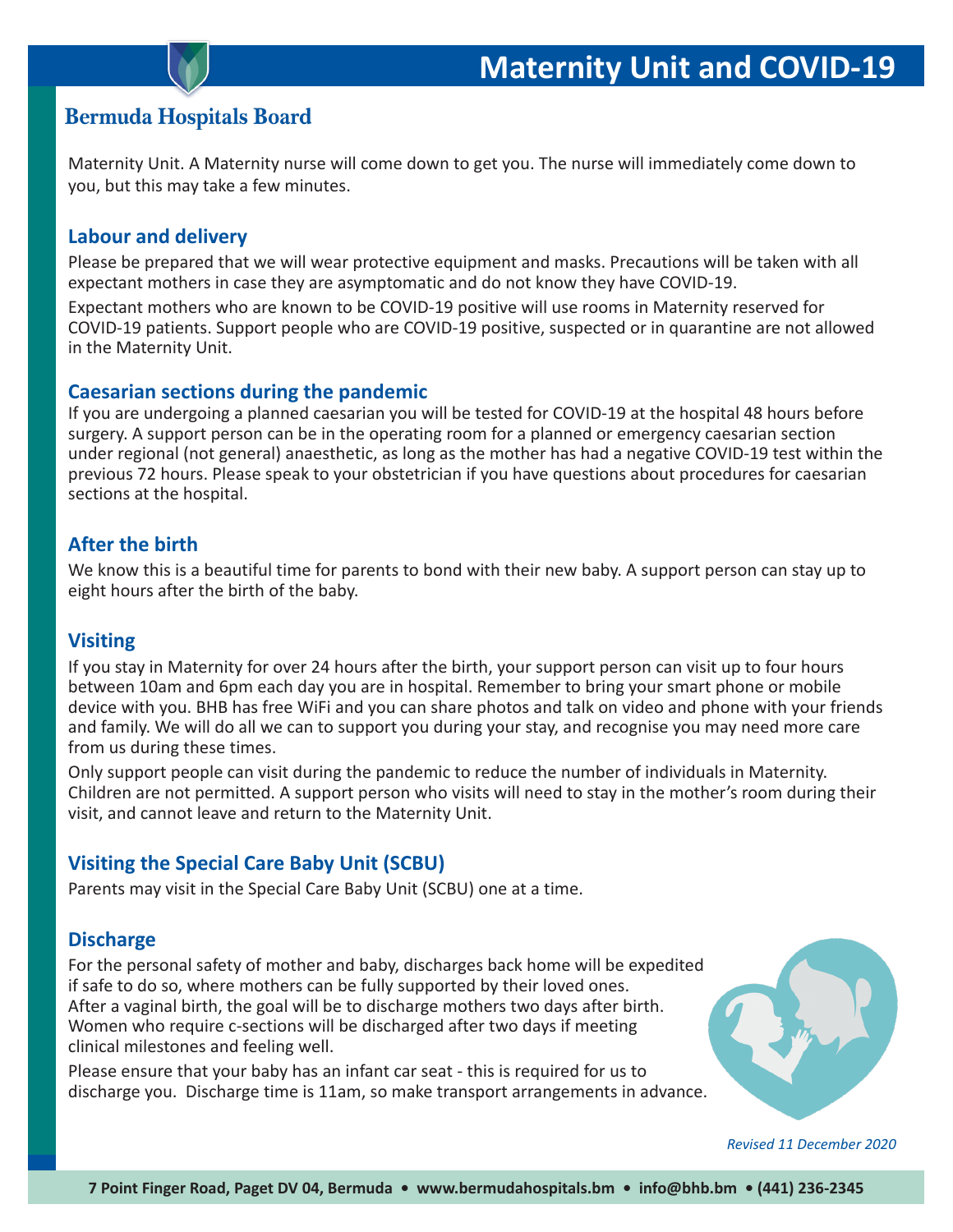Maternity Unit. A Maternity nurse will come down to get you. The nurse will immediately come down to you, but this may take a few minutes.

## Labour and delivery

Please be prepared that we will wear protective equipment and masks. Precautions will be taken with all expectant mothers in case they are asymptomatic and do not know they have COVID-19.

Expectant mothers who are known to be COVID-19 positive will use rooms in Maternity reserved for COVID-19 patients. Support people who are COVID-19 positive, suspected or in quarantine are not allowed in the Maternity Unit.

## Caesarian sections during the pandemic

If you are undergoing a planned caesarian you will be tested for COVID-19 at the hospital 48 hours before surgery. A support person can be in the operating room for a planned or emergency caesarian section under regional (not general) anaesthetic, as long as the mother has had a negative COVID-19 test within the previous 72 hours. Please speak to your obstetrician if you have questions about procedures for caesarian sections at the hospital.

## After the birth

We know this is a beautiful time for parents to bond with their new baby. A support person can stay up to eight hours after the birth of the baby.

## Visiting

If you stay in Maternity for over 24 hours after the birth, your support person can visit up to four hours between 10am and 6pm each day you are in hospital. Remember to bring your smart phone or mobile device with you. BHB has free WiFi and you can share photos and talk on video and phone with your friends and family. We will do all we can to support you during your stay, and recognise you may need more care from us during these times.

Only support people can visit during the pandemic to reduce the number of individuals in Maternity. Children are not permitted. A support person who visits will need to stay in the mother's room during their visit, and cannot leave and return to the Maternity Unit.

## Visiting the Special Care Baby Unit (SCBU)

Parents may visit in the Special Care Baby Unit (SCBU) one at a time.

## Discharge

For the personal safety of mother and baby, discharges back home will be expedited if safe to do so, where mothers can be fully supported by their loved ones. After a vaginal birth, the goal will be to discharge mothers two days after birth. Women who require c-sections will be discharged after two days if meeting clinical milestones and feeling well.

Please ensure that your baby has an infant car seat - this is required for us to discharge you. Discharge time is 11am, so make transport arrangements in advance.

*Revised 11 December 2020*

**7 Point Finger Road, Paget DV 04, Bermuda • www.bermudahospitals.bm • info@bhb.bm • (441) 236-2345**